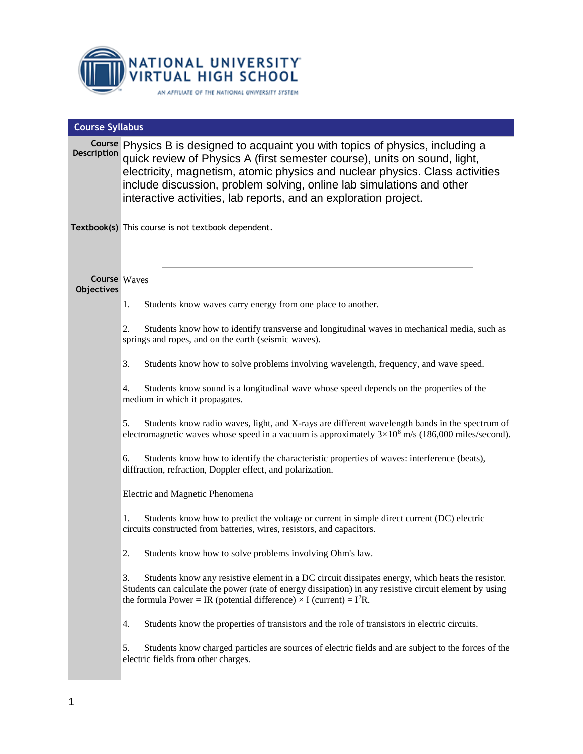NATIONAL UNIVERSITY VIRTUAL HIGH SCHOOL

AN AFFILIATE OF THE NATIONAL UNIVERSITY SYSTEM

## Course Syllabus

**Course Description**

Physics B is designed to acquaint you with topics of physics, including a quick review of Physics A (first semester course), units on sound, light, electricity, magnetism, atomic physics and nuclear physics. Class activities include discussion, problem solving, online lab simulations and other interactive activities, lab reports, and an exploration project.

**Textbook(s)**

This course is not textbook dependent.

**Course Objectives**

Waves

1. Students know waves carry energy from one place to another.

2. Students know how to identify transverse and longitudinal waves in mechanical media, such as springs and ropes, and on the earth (seismic waves).

3. Students know how to solve problems involving wavelength, frequency, and wave speed.

4. Students know sound is a longitudinal wave whose speed depends on the properties of the medium in which it propagates.

5. Students know radio waves, light, and X-rays are different wavelength bands in the spectrum of electromagnetic waves whose speed in a vacuum is approximately $3\times10^8$ m/s (186,000 miles/second).

6. Students know how to identify the characteristic properties of waves: interference (beats), diffraction, refraction, Doppler effect, and polarization.

Electric and Magnetic Phenomena

1. Students know how to predict the voltage or current in simple direct current (DC) electric circuits constructed from batteries, wires, resistors, and capacitors.

2. Students know how to solve problems involving Ohm's law.

3. Students know any resistive element in a DC circuit dissipates energy, which heats the resistor. Students can calculate the power (rate of energy dissipation) in any resistive circuit element by using the formula Power = IR (potential difference) × I (current) = $I^2R$.

4. Students know the properties of transistors and the role of transistors in electric circuits.

5. Students know charged particles are sources of electric fields and are subject to the forces of the electric fields from other charges.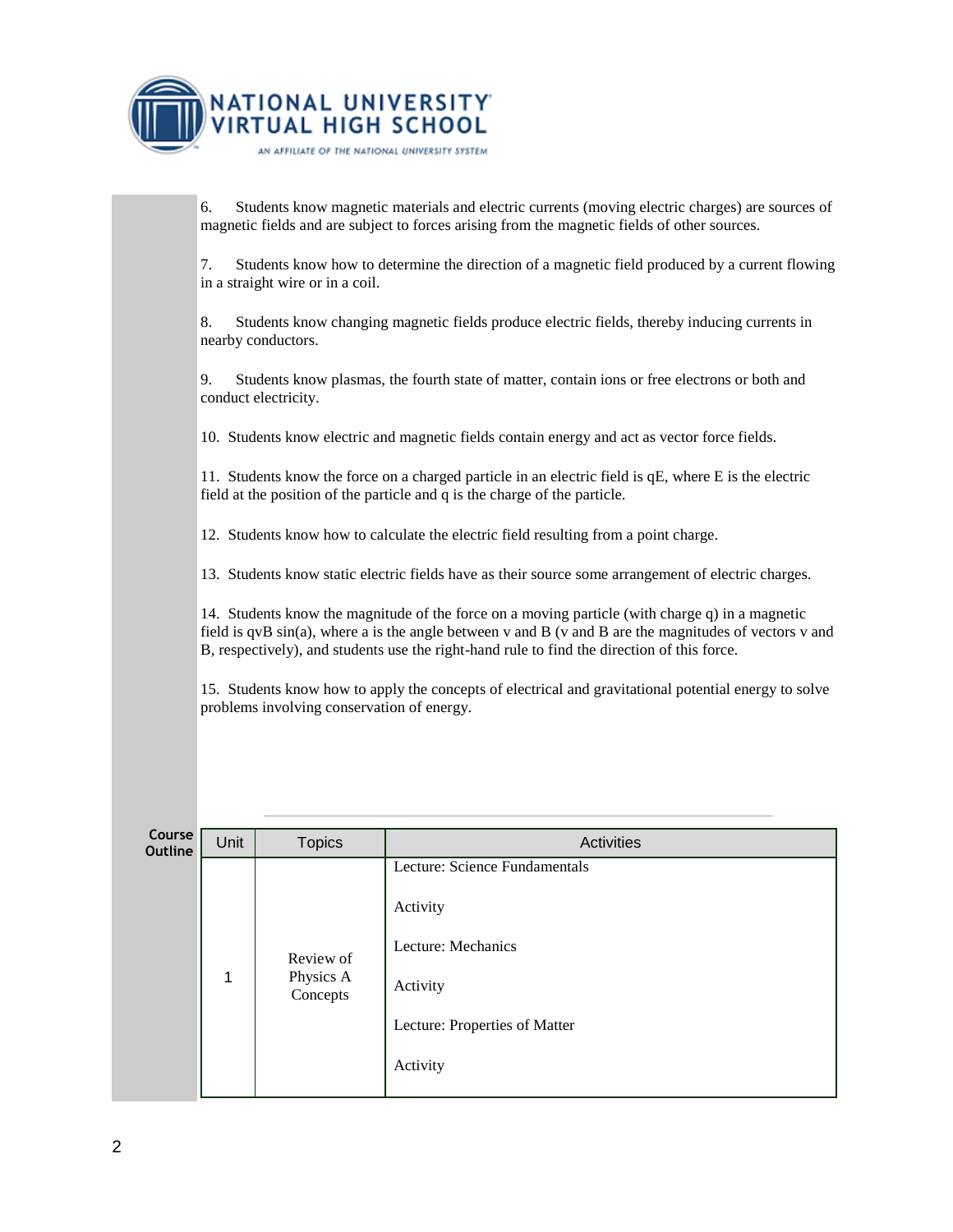6. Students know magnetic materials and electric currents (moving electric charges) are sources of magnetic fields and are subject to forces arising from the magnetic fields of other sources.

7. Students know how to determine the direction of a magnetic field produced by a current flowing in a straight wire or in a coil.

8. Students know changing magnetic fields produce electric fields, thereby inducing currents in nearby conductors.

9. Students know plasmas, the fourth state of matter, contain ions or free electrons or both and conduct electricity.

10. Students know electric and magnetic fields contain energy and act as vector force fields.

11. Students know the force on a charged particle in an electric field is $qE$, where $E$ is the electric field at the position of the particle and $q$ is the charge of the particle.

12. Students know how to calculate the electric field resulting from a point charge.

13. Students know static electric fields have as their source some arrangement of electric charges.

14. Students know the magnitude of the force on a moving particle (with charge $q$) in a magnetic field is $qvB \sin(a)$, where $a$ is the angle between $v$ and $B$ ($v$ and $B$ are the magnitudes of vectors $v$ and $B$, respectively), and students use the right-hand rule to find the direction of this force.

15. Students know how to apply the concepts of electrical and gravitational potential energy to solve problems involving conservation of energy.

**Course Outline**

| Unit | Topics | Activities |
|---|---|---|
| 1 | Review of Physics A Concepts | Lecture: Science Fundamentals<br><br>Activity<br><br>Lecture: Mechanics<br><br>Activity<br><br>Lecture: Properties of Matter<br><br>Activity |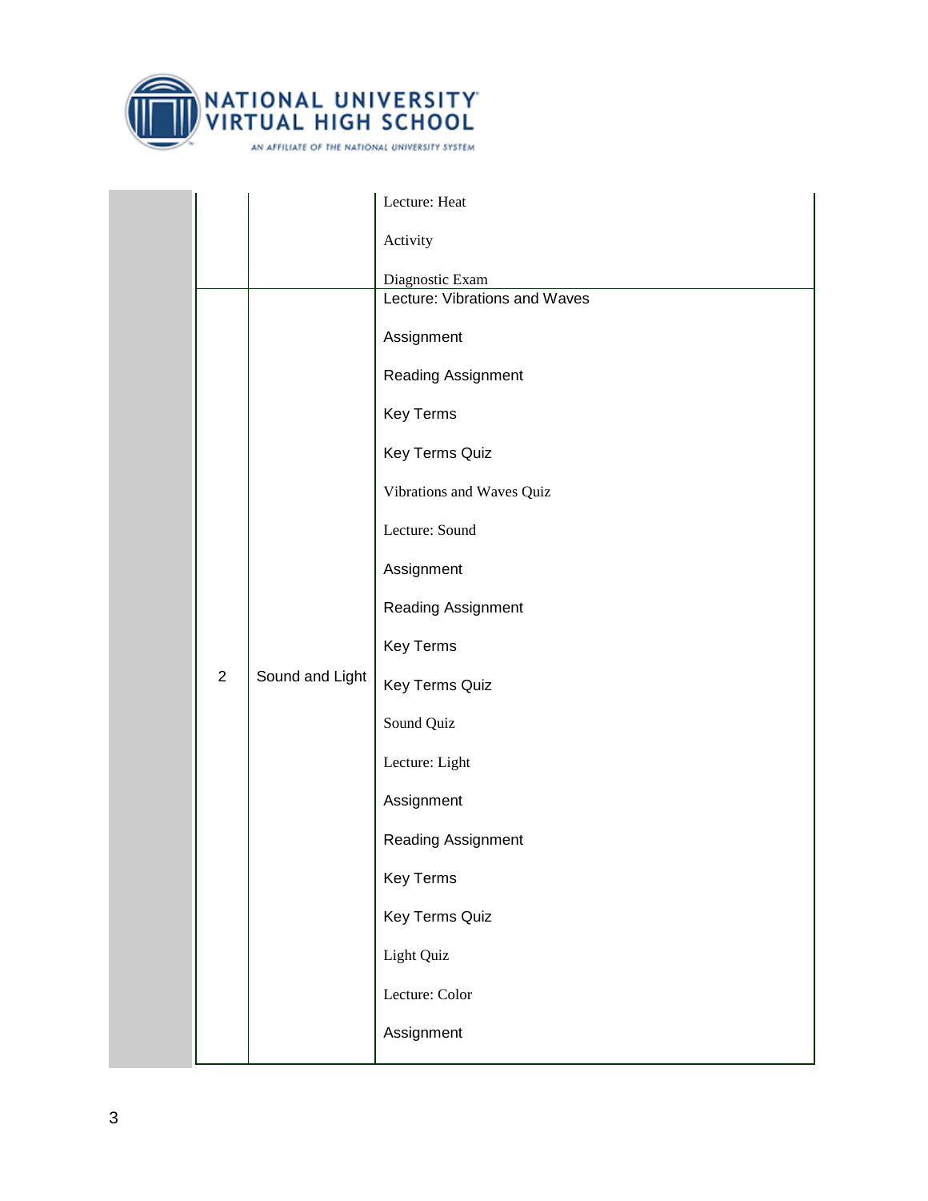| | | |
|---|---|---|
| | | Lecture: Heat<br><br>Activity<br><br>Diagnostic Exam |
| 2 | Sound and Light | Lecture: Vibrations and Waves<br><br>Assignment<br><br>Reading Assignment<br><br>Key Terms<br><br>Key Terms Quiz<br><br>Vibrations and Waves Quiz<br><br>Lecture: Sound<br><br>Assignment<br><br>Reading Assignment<br><br>Key Terms<br><br>Key Terms Quiz<br><br>Sound Quiz<br><br>Lecture: Light<br><br>Assignment<br><br>Reading Assignment<br><br>Key Terms<br><br>Key Terms Quiz<br><br>Light Quiz<br><br>Lecture: Color<br><br>Assignment |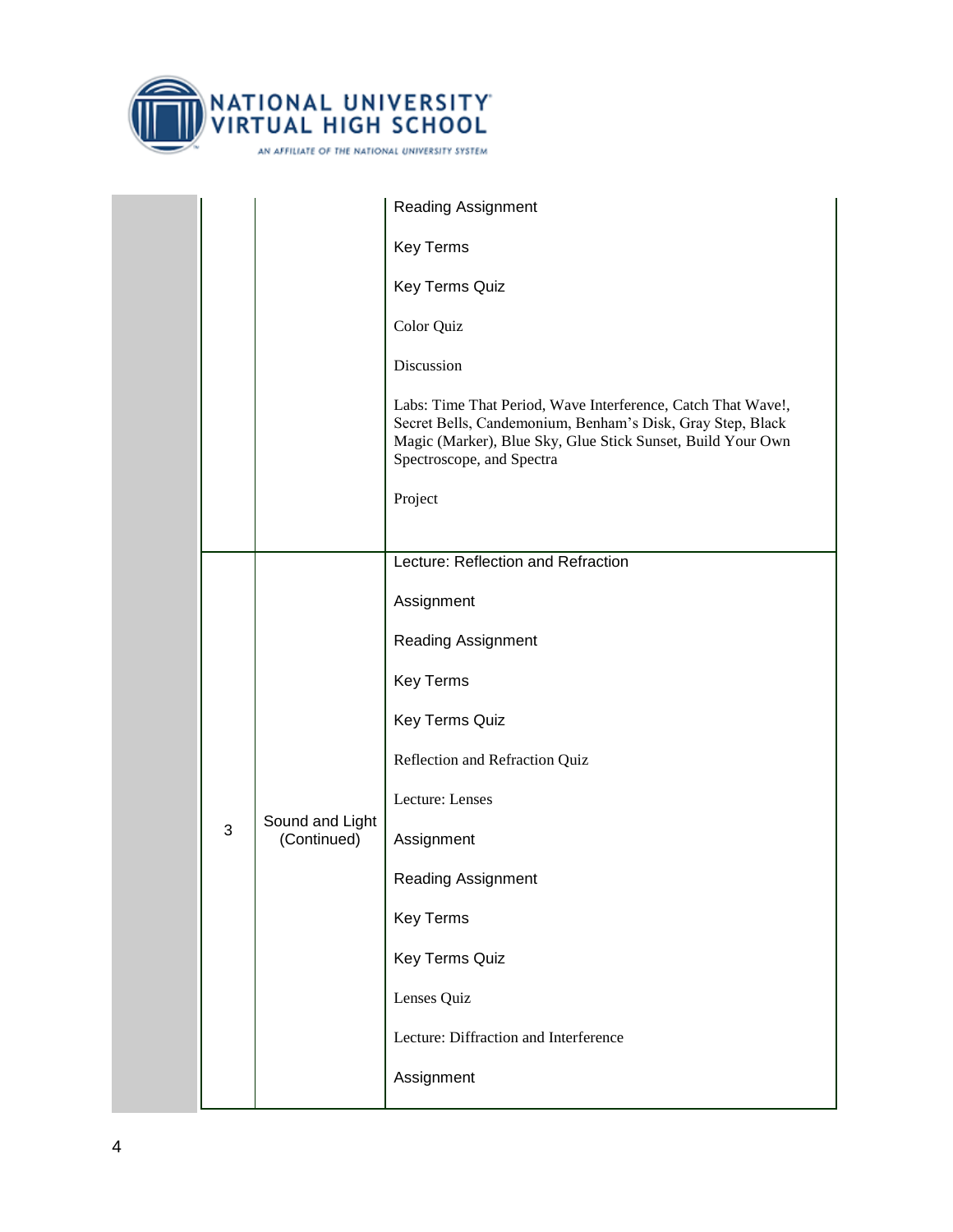| | | |
|---|---|---|
| | | Reading Assignment<br><br>Key Terms<br><br>Key Terms Quiz<br><br>Color Quiz<br><br>Discussion<br><br>Labs: Time That Period, Wave Interference, Catch That Wave!, Secret Bells, Candemonium, Benham's Disk, Gray Step, Black Magic (Marker), Blue Sky, Glue Stick Sunset, Build Your Own Spectroscope, and Spectra<br><br>Project |
| 3 | Sound and Light (Continued) | Lecture: Reflection and Refraction<br><br>Assignment<br><br>Reading Assignment<br><br>Key Terms<br><br>Key Terms Quiz<br><br>Reflection and Refraction Quiz<br><br>Lecture: Lenses<br><br>Assignment<br><br>Reading Assignment<br><br>Key Terms<br><br>Key Terms Quiz<br><br>Lenses Quiz<br><br>Lecture: Diffraction and Interference<br><br>Assignment |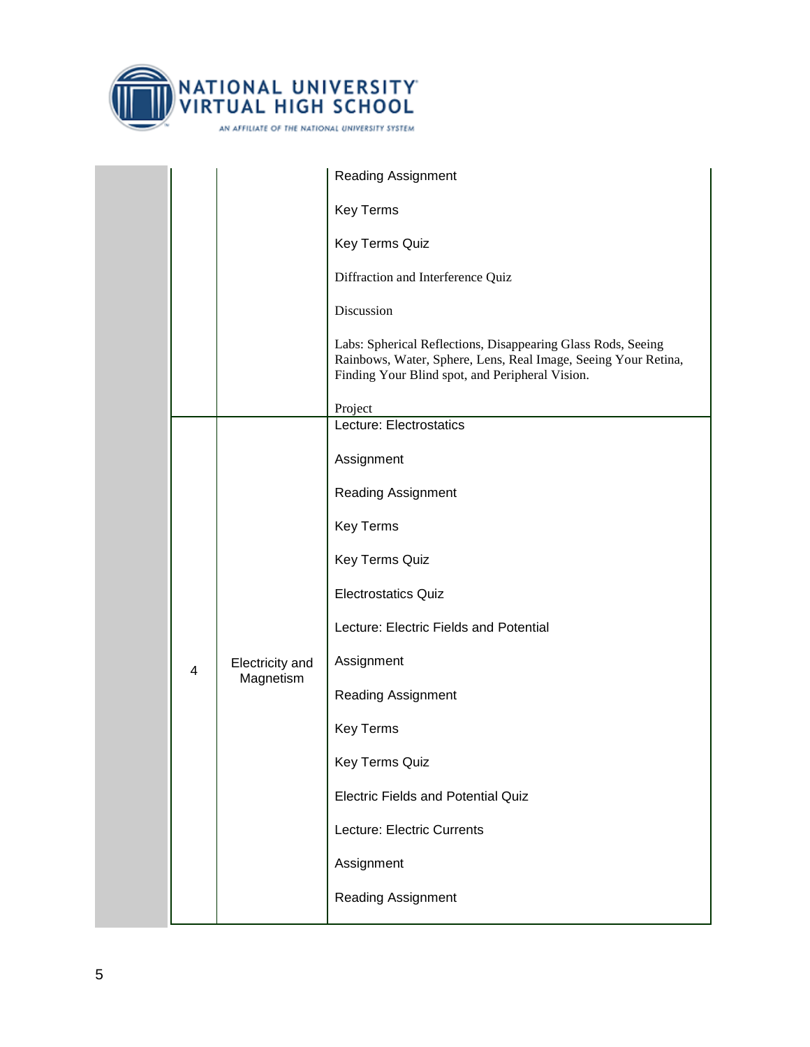| | | |
|---|---|---|
| | | Reading Assignment<br><br>Key Terms<br><br>Key Terms Quiz<br><br>Diffraction and Interference Quiz<br><br>Discussion<br><br>Labs: Spherical Reflections, Disappearing Glass Rods, Seeing Rainbows, Water, Sphere, Lens, Real Image, Seeing Your Retina, Finding Your Blind spot, and Peripheral Vision.<br><br>Project |
| 4 | Electricity and Magnetism | Lecture: Electrostatics<br><br>Assignment<br><br>Reading Assignment<br><br>Key Terms<br><br>Key Terms Quiz<br><br>Electrostatics Quiz<br><br>Lecture: Electric Fields and Potential<br><br>Assignment<br><br>Reading Assignment<br><br>Key Terms<br><br>Key Terms Quiz<br><br>Electric Fields and Potential Quiz<br><br>Lecture: Electric Currents<br><br>Assignment<br><br>Reading Assignment |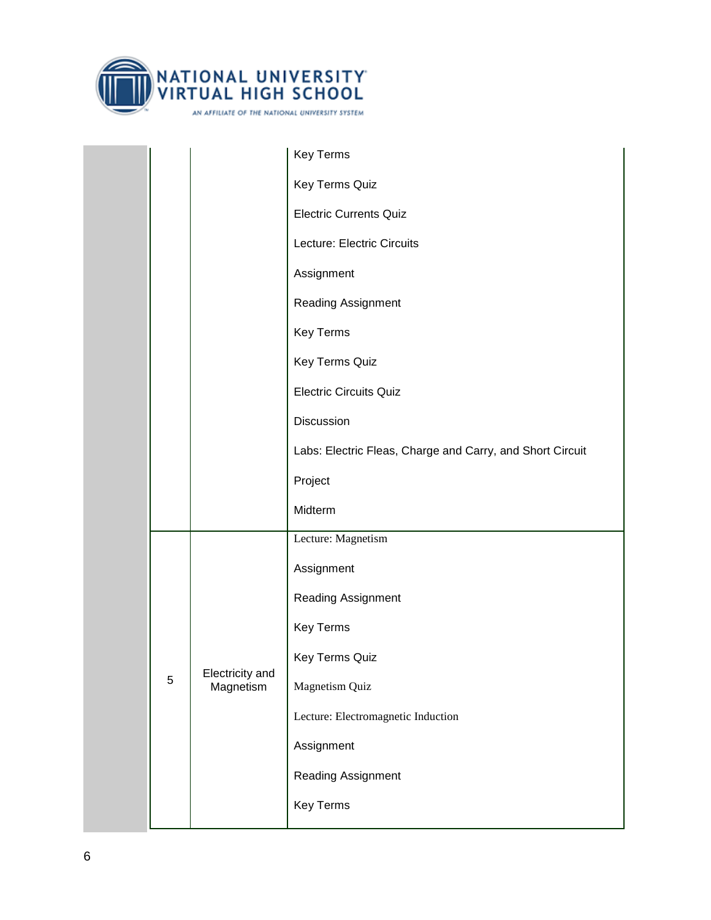| | | |
|---|---|---|
| | | Key Terms<br><br>Key Terms Quiz<br><br>Electric Currents Quiz<br><br>Lecture: Electric Circuits<br><br>Assignment<br><br>Reading Assignment<br><br>Key Terms<br><br>Key Terms Quiz<br><br>Electric Circuits Quiz<br><br>Discussion<br><br>Labs: Electric Fleas, Charge and Carry, and Short Circuit<br><br>Project<br><br>Midterm |
| 5 | Electricity and Magnetism | Lecture: Magnetism<br><br>Assignment<br><br>Reading Assignment<br><br>Key Terms<br><br>Key Terms Quiz<br><br>Magnetism Quiz<br><br>Lecture: Electromagnetic Induction<br><br>Assignment<br><br>Reading Assignment<br><br>Key Terms |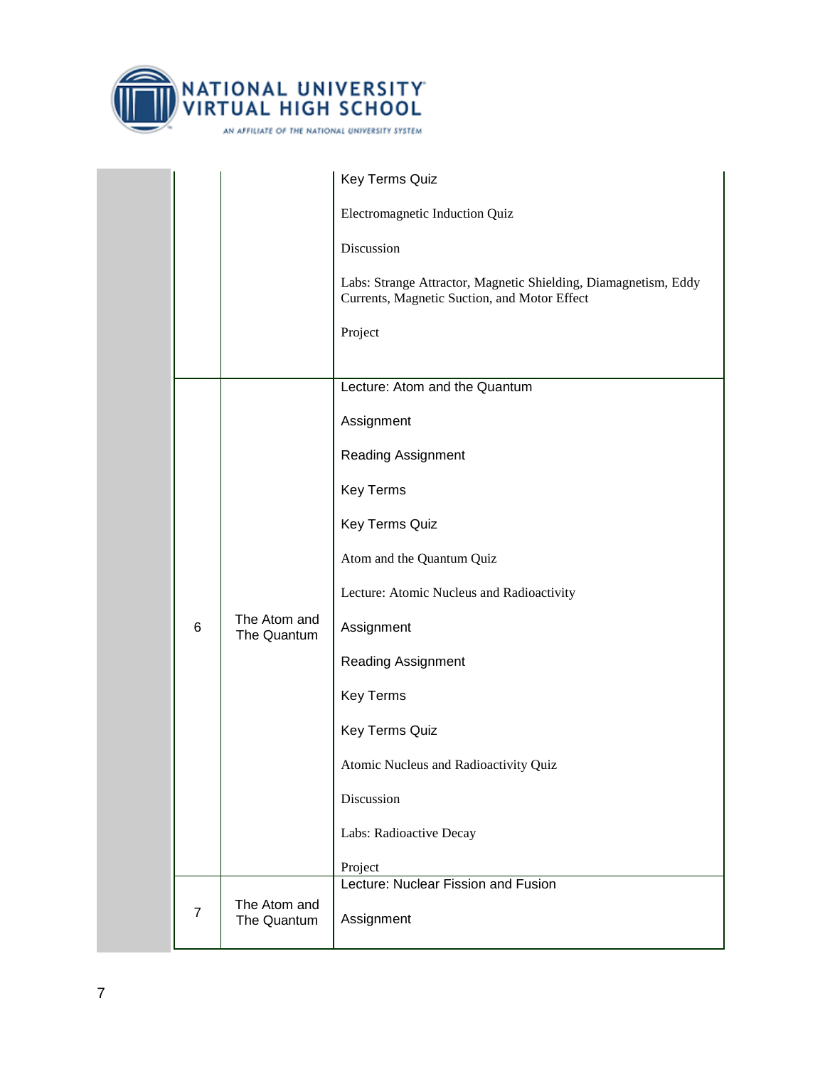| | | |
|---|---|---|
| | | Key Terms Quiz<br><br>Electromagnetic Induction Quiz<br><br>Discussion<br><br>Labs: Strange Attractor, Magnetic Shielding, Diamagnetism, Eddy Currents, Magnetic Suction, and Motor Effect<br><br>Project |
| 6 | The Atom and The Quantum | Lecture: Atom and the Quantum<br><br>Assignment<br><br>Reading Assignment<br><br>Key Terms<br><br>Key Terms Quiz<br><br>Atom and the Quantum Quiz<br><br>Lecture: Atomic Nucleus and Radioactivity<br><br>Assignment<br><br>Reading Assignment<br><br>Key Terms<br><br>Key Terms Quiz<br><br>Atomic Nucleus and Radioactivity Quiz<br><br>Discussion<br><br>Labs: Radioactive Decay<br><br>Project |
| 7 | The Atom and The Quantum | Lecture: Nuclear Fission and Fusion<br><br>Assignment |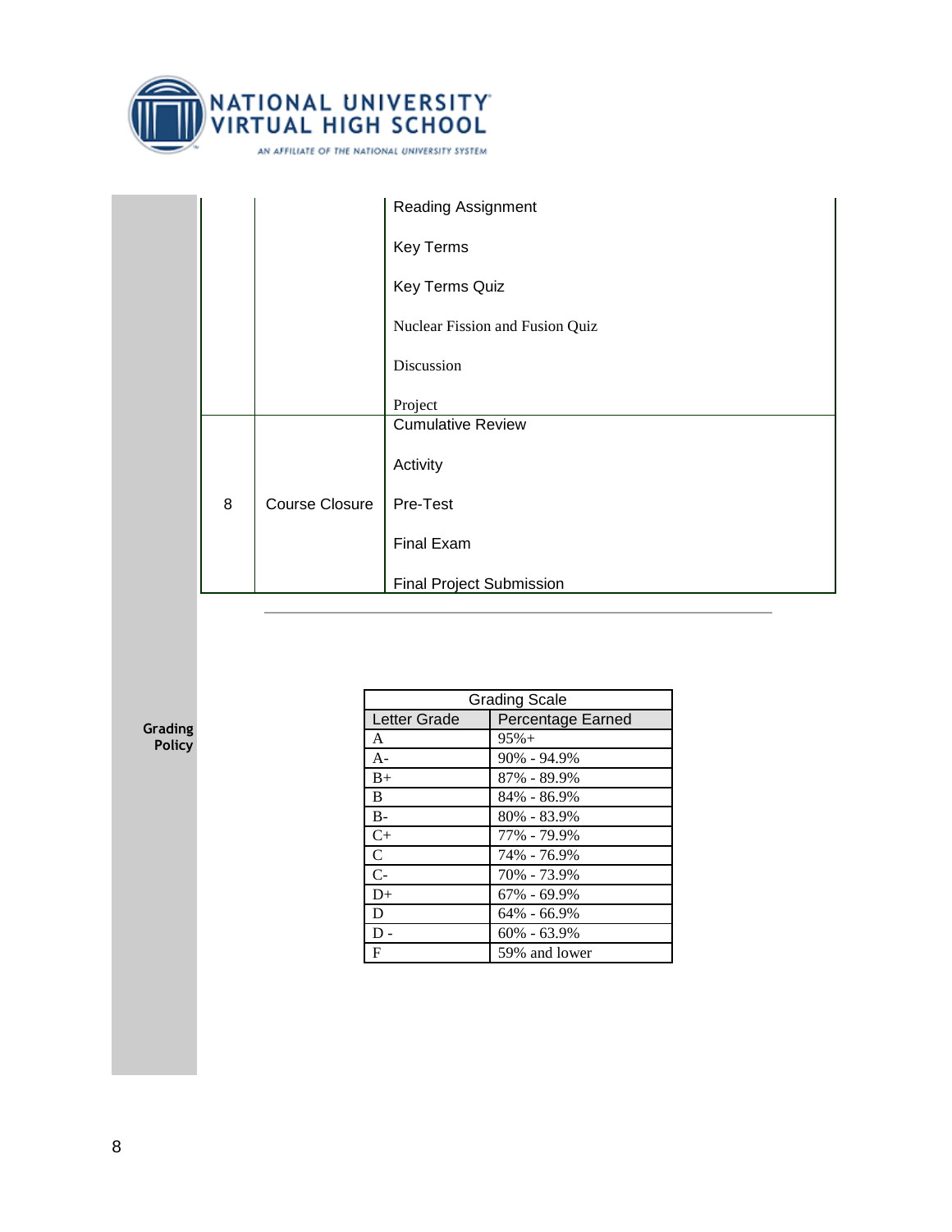| | | |
|---|---|---|
| | | Reading Assignment<br><br>Key Terms<br><br>Key Terms Quiz<br><br>Nuclear Fission and Fusion Quiz<br><br>Discussion<br><br>Project |
| 8 | Course Closure | Cumulative Review<br><br>Activity<br><br>Pre-Test<br><br>Final Exam<br><br>Final Project Submission |

---

**Grading Policy**

| Grading Scale | |
|---|---|
| Letter Grade | Percentage Earned |
| A | 95%+ |
| A- | 90% - 94.9% |
| B+ | 87% - 89.9% |
| B | 84% - 86.9% |
| B- | 80% - 83.9% |
| C+ | 77% - 79.9% |
| C | 74% - 76.9% |
| C- | 70% - 73.9% |
| D+ | 67% - 69.9% |
| D | 64% - 66.9% |
| D - | 60% - 63.9% |
| F | 59% and lower |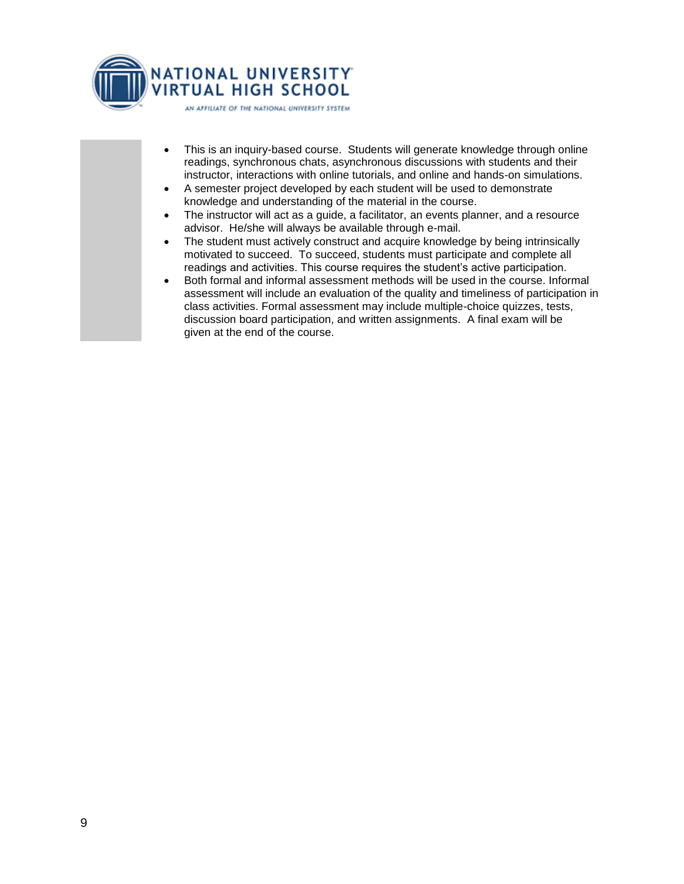- This is an inquiry-based course. Students will generate knowledge through online readings, synchronous chats, asynchronous discussions with students and their instructor, interactions with online tutorials, and online and hands-on simulations.
- A semester project developed by each student will be used to demonstrate knowledge and understanding of the material in the course.
- The instructor will act as a guide, a facilitator, an events planner, and a resource advisor. He/she will always be available through e-mail.
- The student must actively construct and acquire knowledge by being intrinsically motivated to succeed. To succeed, students must participate and complete all readings and activities. This course requires the student's active participation.
- Both formal and informal assessment methods will be used in the course. Informal assessment will include an evaluation of the quality and timeliness of participation in class activities. Formal assessment may include multiple-choice quizzes, tests, discussion board participation, and written assignments. A final exam will be given at the end of the course.